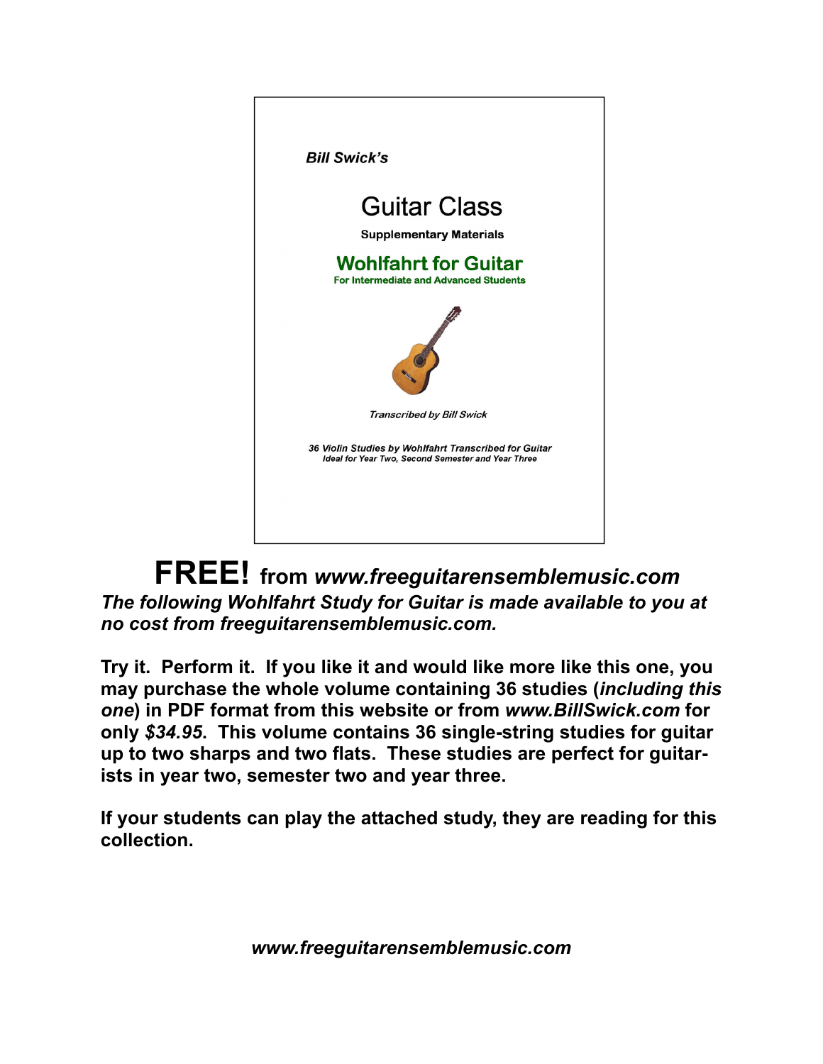*Bill Swick's*

# Guitar Class

**Supplementary Materials**

## Wohlfahrt for Guitar

**For Intermediate and Advanced Students**

*Transcribed by Bill Swick*

***36 Violin Studies by Wohlfahrt Transcribed for Guitar***
***Ideal for Year Two, Second Semester and Year Three***

# FREE! from *www.freeguitarensemblemusic.com*

***The following Wohlfahrt Study for Guitar is made available to you at no cost from freeguitarensemblemusic.com.***

**Try it. Perform it. If you like it and would like more like this one, you may purchase the whole volume containing 36 studies (*including this one*) in PDF format from this website or from *www.BillSwick.com* for only *$34.95*. This volume contains 36 single-string studies for guitar up to two sharps and two flats. These studies are perfect for guitarists in year two, semester two and year three.**

**If your students can play the attached study, they are reading for this collection.**

***www.freeguitarensemblemusic.com***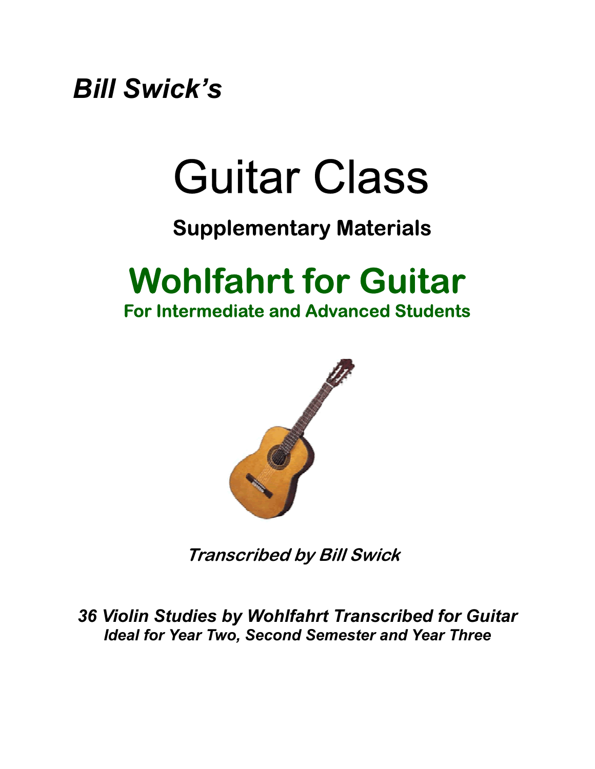*Bill Swick's*

# Guitar Class

## Supplementary Materials

# Wohlfahrt for Guitar

### For Intermediate and Advanced Students

***Transcribed by Bill Swick***

***36 Violin Studies by Wohlfahrt Transcribed for Guitar***
***Ideal for Year Two, Second Semester and Year Three***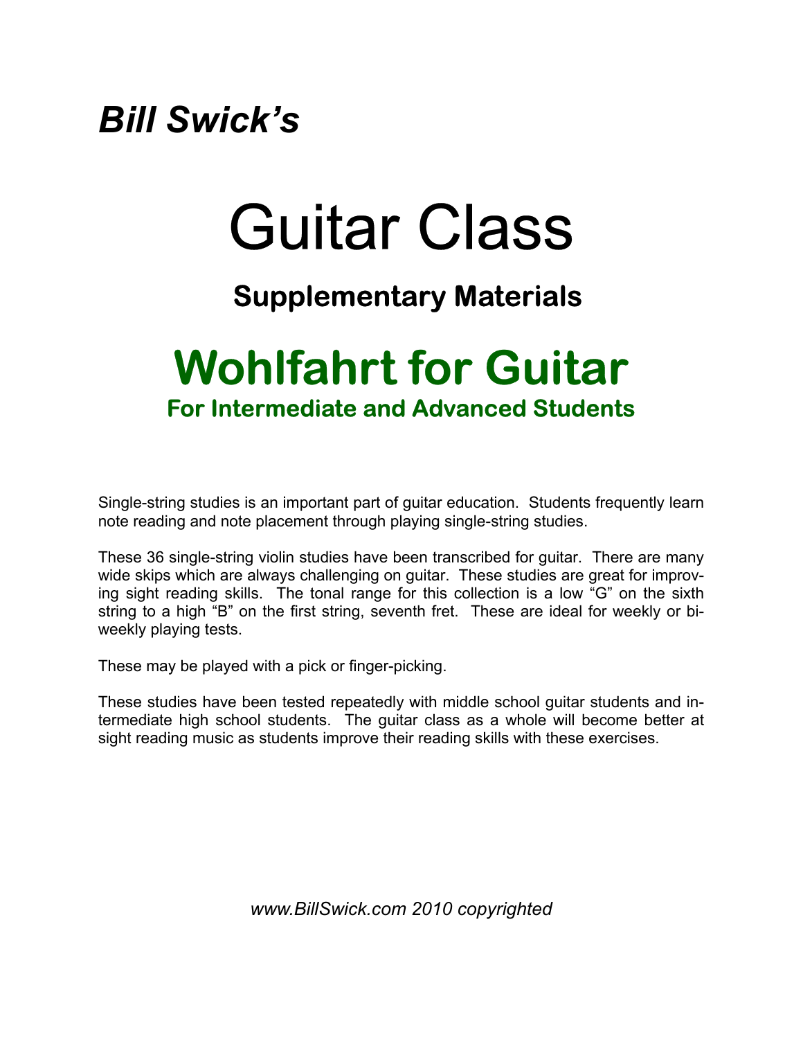## *Bill Swick's*

# Guitar Class

## Supplementary Materials

# Wohlfahrt for Guitar

### For Intermediate and Advanced Students

Single-string studies is an important part of guitar education. Students frequently learn note reading and note placement through playing single-string studies.

These 36 single-string violin studies have been transcribed for guitar. There are many wide skips which are always challenging on guitar. These studies are great for improving sight reading skills. The tonal range for this collection is a low "G" on the sixth string to a high "B" on the first string, seventh fret. These are ideal for weekly or bi-weekly playing tests.

These may be played with a pick or finger-picking.

These studies have been tested repeatedly with middle school guitar students and intermediate high school students. The guitar class as a whole will become better at sight reading music as students improve their reading skills with these exercises.

*www.BillSwick.com 2010 copyrighted*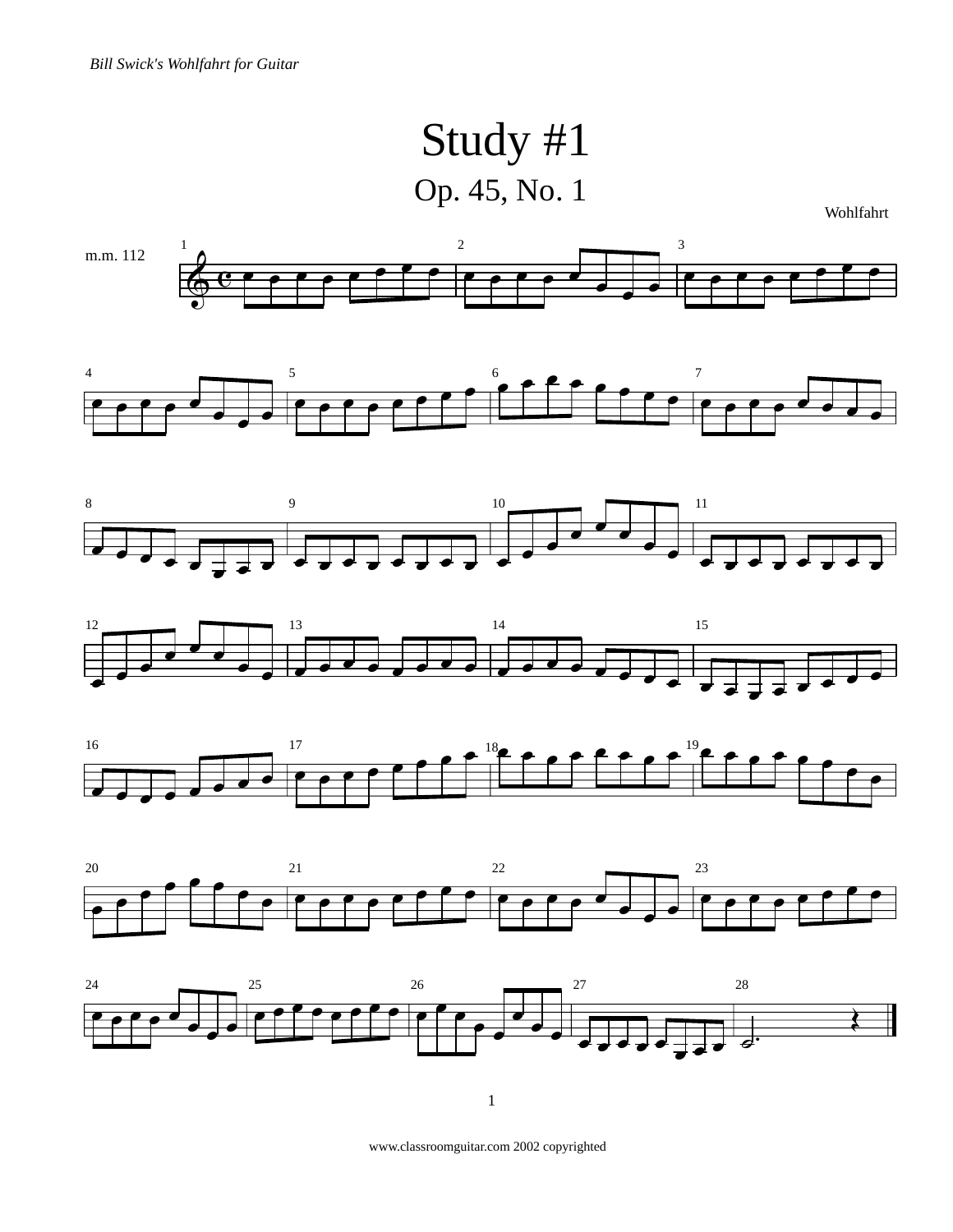# Study #1

## Op. 45, No. 1

Wohlfahrt

m.m. 112